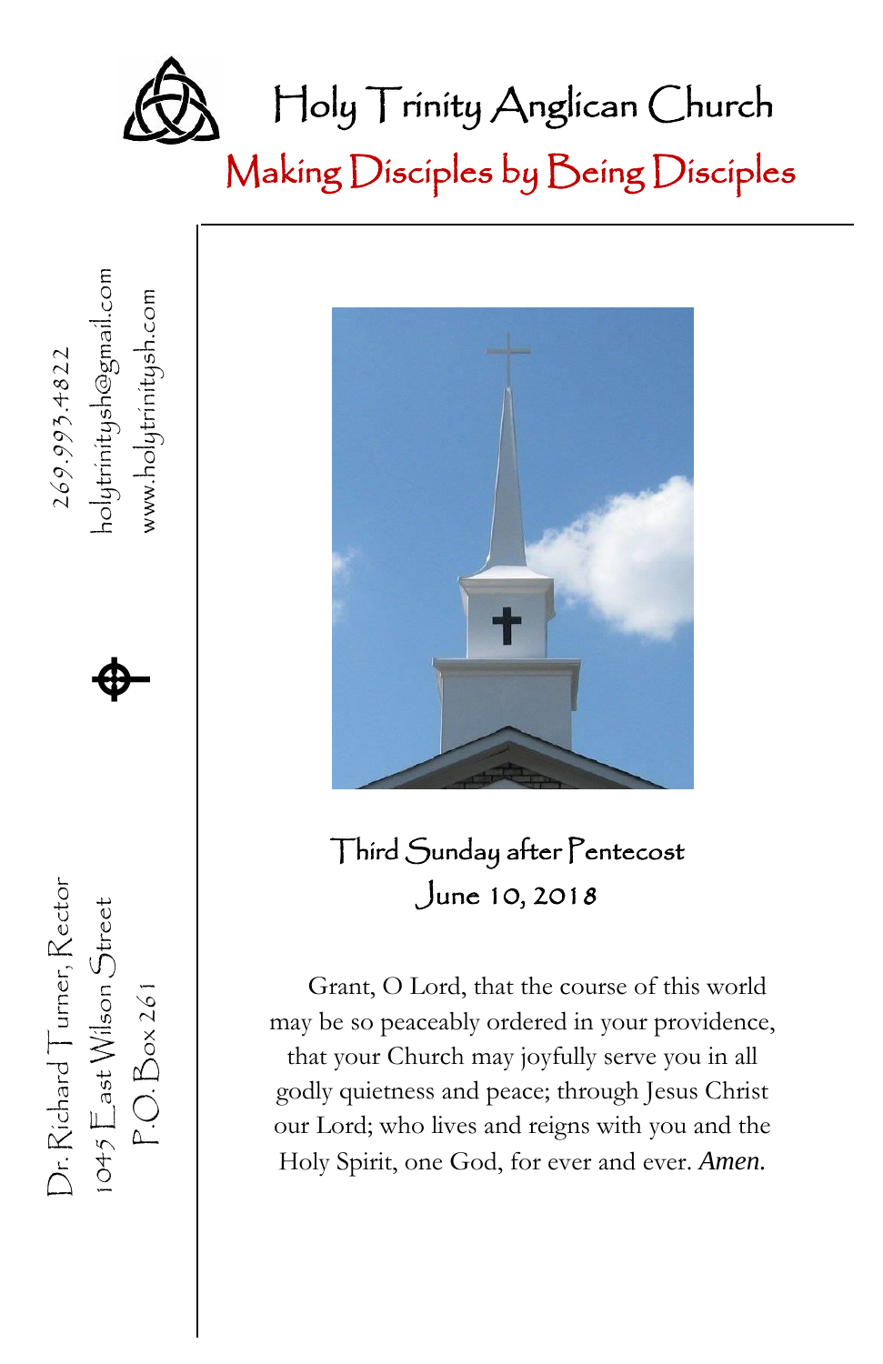# Holy Trinity Anglican Church

## Making Disciples by Being Disciples

269.993.4822

holytrinitysh@gmail.com

www.holytrinitysh.com

Dr. Richard Turner, Rector

1045 East Wilson Street

P.O. Box 261

### Third Sunday after Pentecost

### June 10, 2018

Grant, O Lord, that the course of this world may be so peaceably ordered in your providence, that your Church may joyfully serve you in all godly quietness and peace; through Jesus Christ our Lord; who lives and reigns with you and the Holy Spirit, one God, for ever and ever. *Amen.*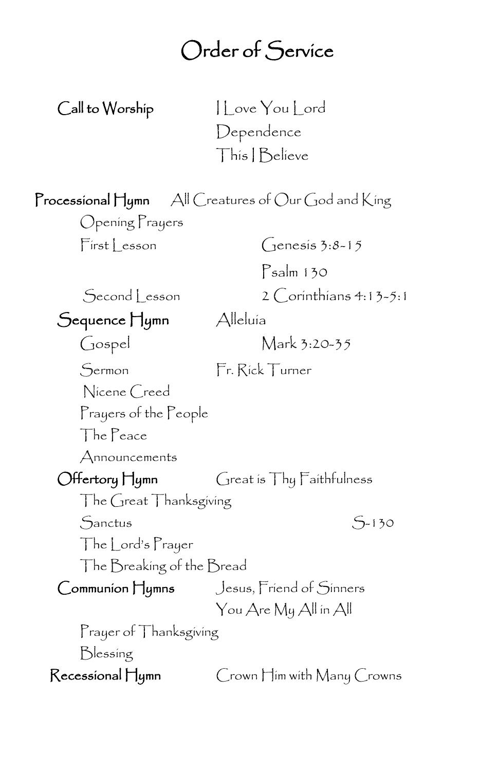# Order of Service

**Call to Worship** — I Love You Lord
Dependence
This I Believe

**Processional Hymn** — All Creatures of Our God and King

Opening Prayers

First Lesson — Genesis 3:8-15

Psalm 130

Second Lesson — 2 Corinthians 4:13-5:1

**Sequence Hymn** — Alleluia

Gospel — Mark 3:20-35

Sermon — Fr. Rick Turner

Nicene Creed

Prayers of the People

The Peace

Announcements

**Offertory Hymn** — Great is Thy Faithfulness

The Great Thanksgiving

Sanctus — S-130

The Lord's Prayer

The Breaking of the Bread

**Communion Hymns** — Jesus, Friend of Sinners
You Are My All in All

Prayer of Thanksgiving

Blessing

**Recessional Hymn** — Crown Him with Many Crowns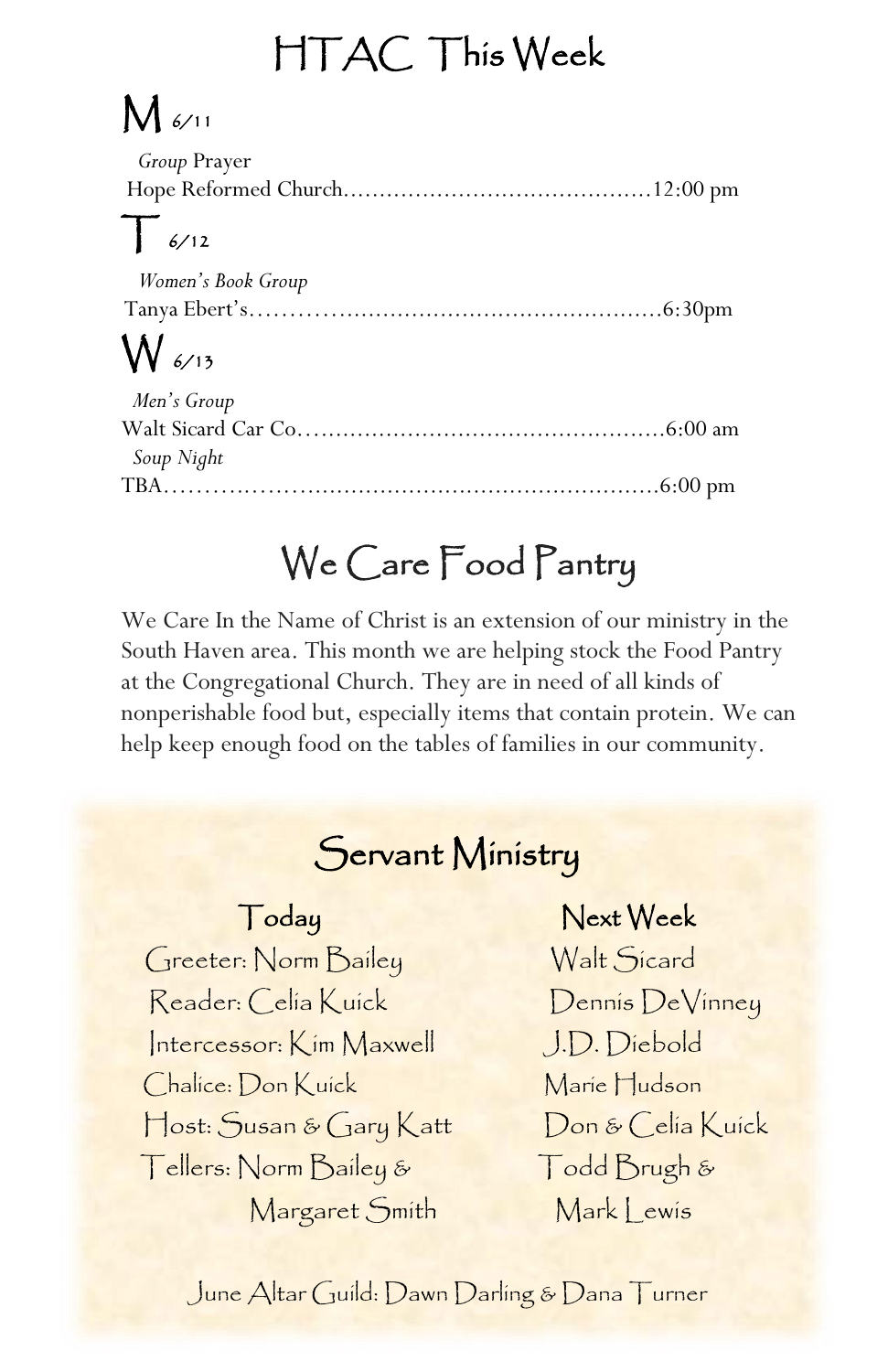# HTAC This Week

## M 6/11

*Group* Prayer
Hope Reformed Church……………………………………12:00 pm

## T 6/12

*Women's Book Group*
Tanya Ebert's……………………………………………6:30pm

## W 6/13

*Men's Group*
Walt Sicard Car Co.……………………………………6:00 am

*Soup Night*
TBA……………………………………………………6:00 pm

# We Care Food Pantry

We Care In the Name of Christ is an extension of our ministry in the South Haven area. This month we are helping stock the Food Pantry at the Congregational Church. They are in need of all kinds of nonperishable food but, especially items that contain protein. We can help keep enough food on the tables of families in our community.

# Servant Ministry

| Today | Next Week |
|---|---|
| Greeter: Norm Bailey | Walt Sicard |
| Reader: Celia Kuick | Dennis DeVinney |
| Intercessor: Kim Maxwell | J.D. Diebold |
| Chalice: Don Kuick | Marie Hudson |
| Host: Susan & Gary Katt | Don & Celia Kuick |
| Tellers: Norm Bailey & Margaret Smith | Todd Brugh & Mark Lewis |

June Altar Guild: Dawn Darling & Dana Turner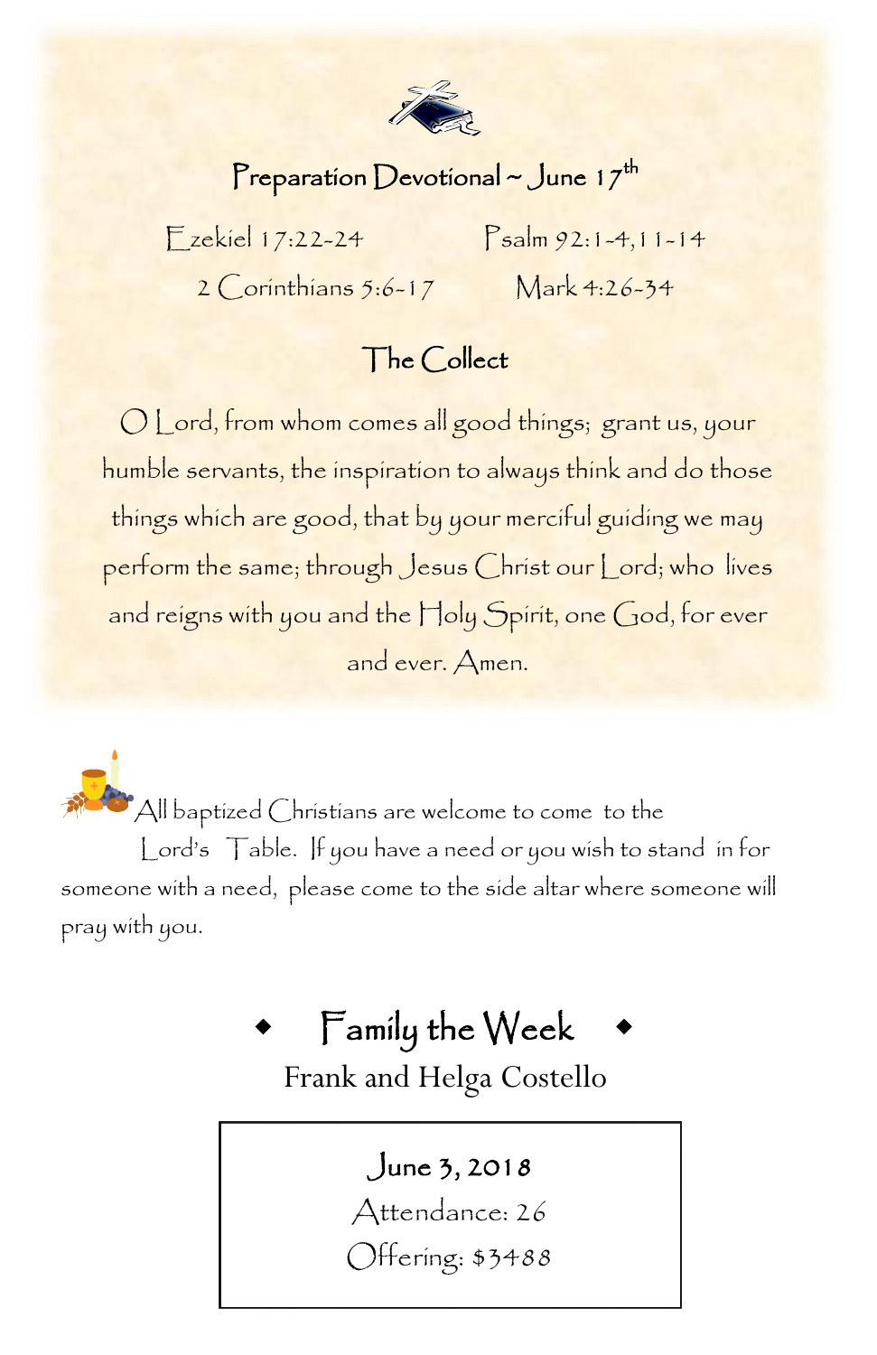## Preparation Devotional ~ June 17th

Ezekiel 17:22-24 — Psalm 92:1-4,11-14

2 Corinthians 5:6-17 — Mark 4:26-34

### The Collect

O Lord, from whom comes all good things; grant us, your humble servants, the inspiration to always think and do those things which are good, that by your merciful guiding we may perform the same; through Jesus Christ our Lord; who lives and reigns with you and the Holy Spirit, one God, for ever and ever. Amen.

All baptized Christians are welcome to come to the Lord's Table. If you have a need or you wish to stand in for someone with a need, please come to the side altar where someone will pray with you.

## ◆ Family the Week ◆

Frank and Helga Costello

**June 3, 2018**

Attendance: 26

Offering: $3488